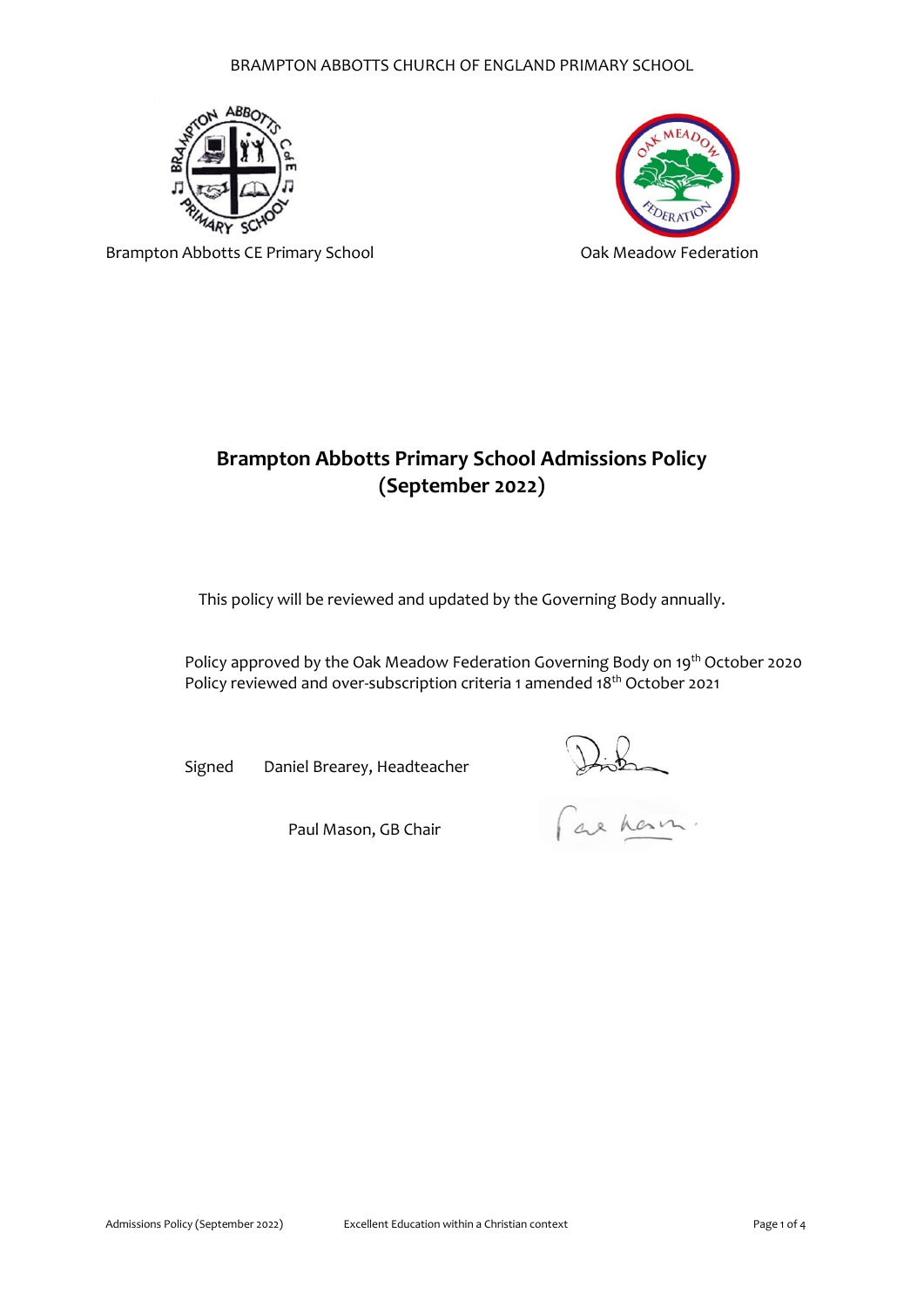BRAMPTON ABBOTTS CHURCH OF ENGLAND PRIMARY SCHOOL

Brampton Abbotts CE Primary School

Oak Meadow Federation

# Brampton Abbotts Primary School Admissions Policy (September 2022)

This policy will be reviewed and updated by the Governing Body annually.

Policy approved by the Oak Meadow Federation Governing Body on 19th October 2020
Policy reviewed and over-subscription criteria 1 amended 18th October 2021

Signed Daniel Brearey, Headteacher

Paul Mason, GB Chair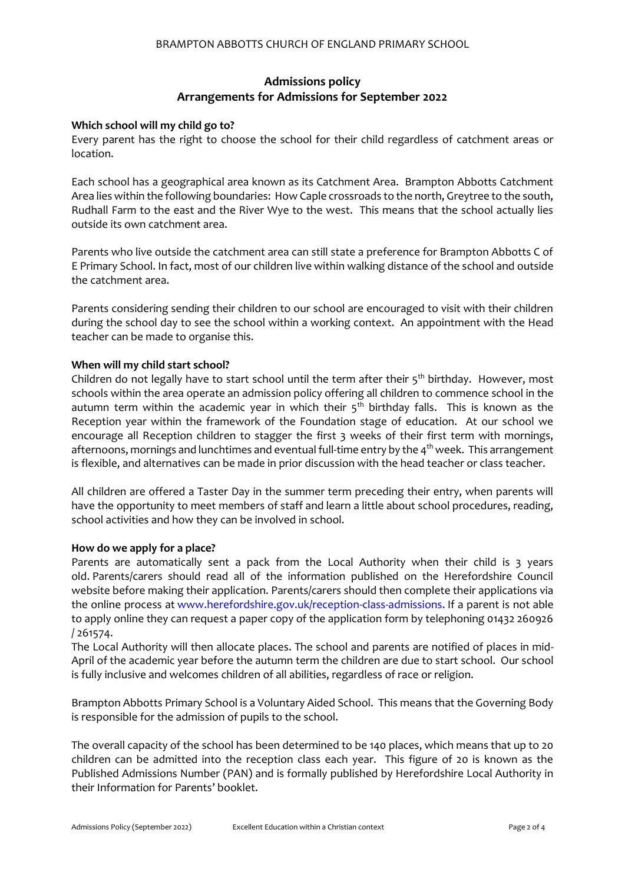BRAMPTON ABBOTTS CHURCH OF ENGLAND PRIMARY SCHOOL

## Admissions policy
## Arrangements for Admissions for September 2022

**Which school will my child go to?**

Every parent has the right to choose the school for their child regardless of catchment areas or location.

Each school has a geographical area known as its Catchment Area. Brampton Abbotts Catchment Area lies within the following boundaries: How Caple crossroads to the north, Greytree to the south, Rudhall Farm to the east and the River Wye to the west. This means that the school actually lies outside its own catchment area.

Parents who live outside the catchment area can still state a preference for Brampton Abbotts C of E Primary School. In fact, most of our children live within walking distance of the school and outside the catchment area.

Parents considering sending their children to our school are encouraged to visit with their children during the school day to see the school within a working context. An appointment with the Head teacher can be made to organise this.

**When will my child start school?**

Children do not legally have to start school until the term after their 5th birthday. However, most schools within the area operate an admission policy offering all children to commence school in the autumn term within the academic year in which their 5th birthday falls. This is known as the Reception year within the framework of the Foundation stage of education. At our school we encourage all Reception children to stagger the first 3 weeks of their first term with mornings, afternoons, mornings and lunchtimes and eventual full-time entry by the 4th week. This arrangement is flexible, and alternatives can be made in prior discussion with the head teacher or class teacher.

All children are offered a Taster Day in the summer term preceding their entry, when parents will have the opportunity to meet members of staff and learn a little about school procedures, reading, school activities and how they can be involved in school.

**How do we apply for a place?**

Parents are automatically sent a pack from the Local Authority when their child is 3 years old. Parents/carers should read all of the information published on the Herefordshire Council website before making their application. Parents/carers should then complete their applications via the online process at www.herefordshire.gov.uk/reception-class-admissions. If a parent is not able to apply online they can request a paper copy of the application form by telephoning 01432 260926 / 261574.

The Local Authority will then allocate places. The school and parents are notified of places in mid-April of the academic year before the autumn term the children are due to start school. Our school is fully inclusive and welcomes children of all abilities, regardless of race or religion.

Brampton Abbotts Primary School is a Voluntary Aided School. This means that the Governing Body is responsible for the admission of pupils to the school.

The overall capacity of the school has been determined to be 140 places, which means that up to 20 children can be admitted into the reception class each year. This figure of 20 is known as the Published Admissions Number (PAN) and is formally published by Herefordshire Local Authority in their Information for Parents' booklet.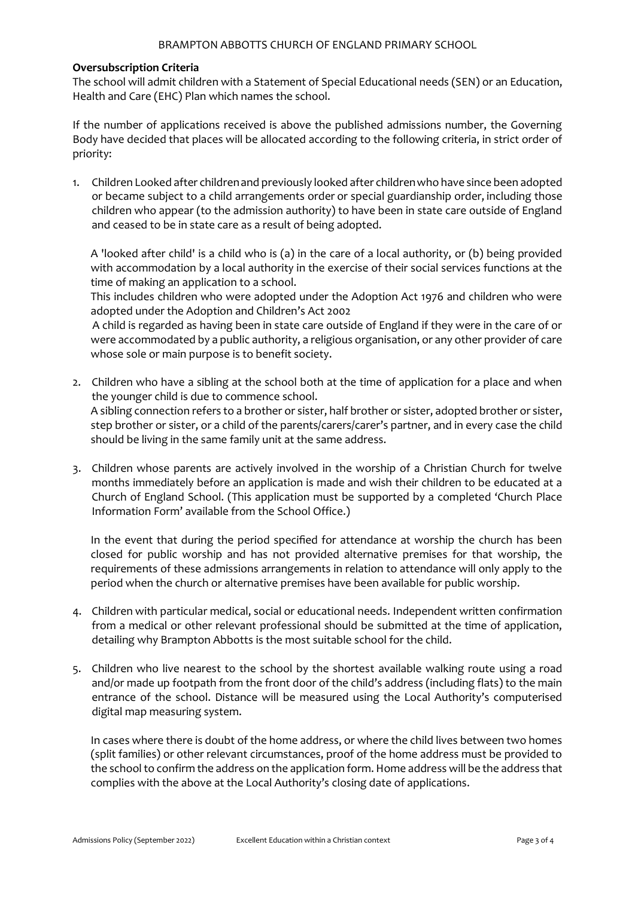**Oversubscription Criteria**

The school will admit children with a Statement of Special Educational needs (SEN) or an Education, Health and Care (EHC) Plan which names the school.

If the number of applications received is above the published admissions number, the Governing Body have decided that places will be allocated according to the following criteria, in strict order of priority:

1. Children Looked after children and previously looked after children who have since been adopted or became subject to a child arrangements order or special guardianship order, including those children who appear (to the admission authority) to have been in state care outside of England and ceased to be in state care as a result of being adopted.

   A 'looked after child' is a child who is (a) in the care of a local authority, or (b) being provided with accommodation by a local authority in the exercise of their social services functions at the time of making an application to a school.
   This includes children who were adopted under the Adoption Act 1976 and children who were adopted under the Adoption and Children's Act 2002
   A child is regarded as having been in state care outside of England if they were in the care of or were accommodated by a public authority, a religious organisation, or any other provider of care whose sole or main purpose is to benefit society.

2. Children who have a sibling at the school both at the time of application for a place and when the younger child is due to commence school.
   A sibling connection refers to a brother or sister, half brother or sister, adopted brother or sister, step brother or sister, or a child of the parents/carers/carer's partner, and in every case the child should be living in the same family unit at the same address.

3. Children whose parents are actively involved in the worship of a Christian Church for twelve months immediately before an application is made and wish their children to be educated at a Church of England School. (This application must be supported by a completed 'Church Place Information Form' available from the School Office.)

   In the event that during the period specified for attendance at worship the church has been closed for public worship and has not provided alternative premises for that worship, the requirements of these admissions arrangements in relation to attendance will only apply to the period when the church or alternative premises have been available for public worship.

4. Children with particular medical, social or educational needs. Independent written confirmation from a medical or other relevant professional should be submitted at the time of application, detailing why Brampton Abbotts is the most suitable school for the child.

5. Children who live nearest to the school by the shortest available walking route using a road and/or made up footpath from the front door of the child's address (including flats) to the main entrance of the school. Distance will be measured using the Local Authority's computerised digital map measuring system.

   In cases where there is doubt of the home address, or where the child lives between two homes (split families) or other relevant circumstances, proof of the home address must be provided to the school to confirm the address on the application form. Home address will be the address that complies with the above at the Local Authority's closing date of applications.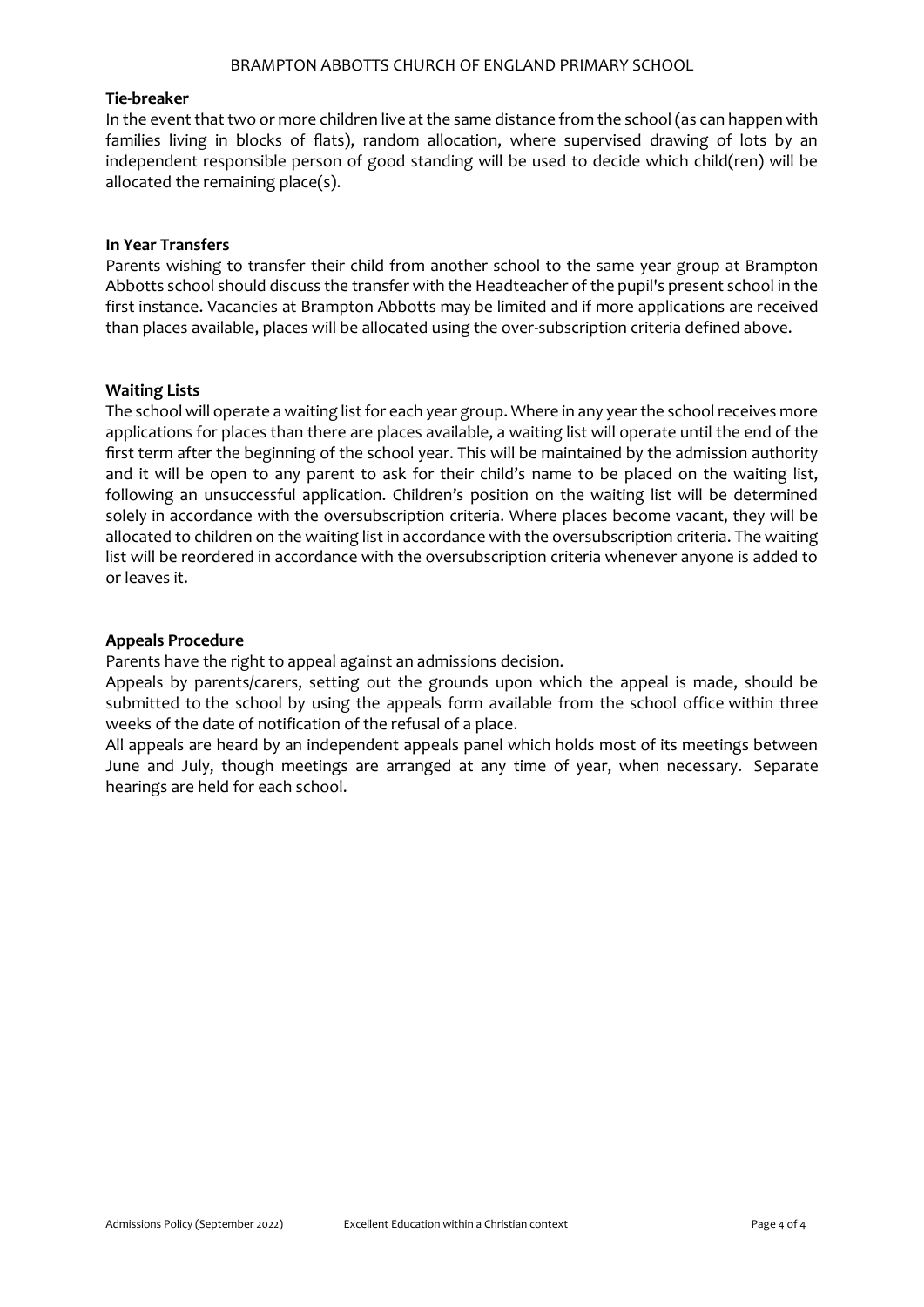**Tie-breaker**

In the event that two or more children live at the same distance from the school (as can happen with families living in blocks of flats), random allocation, where supervised drawing of lots by an independent responsible person of good standing will be used to decide which child(ren) will be allocated the remaining place(s).

**In Year Transfers**

Parents wishing to transfer their child from another school to the same year group at Brampton Abbotts school should discuss the transfer with the Headteacher of the pupil's present school in the first instance. Vacancies at Brampton Abbotts may be limited and if more applications are received than places available, places will be allocated using the over-subscription criteria defined above.

**Waiting Lists**

The school will operate a waiting list for each year group. Where in any year the school receives more applications for places than there are places available, a waiting list will operate until the end of the first term after the beginning of the school year. This will be maintained by the admission authority and it will be open to any parent to ask for their child's name to be placed on the waiting list, following an unsuccessful application. Children's position on the waiting list will be determined solely in accordance with the oversubscription criteria. Where places become vacant, they will be allocated to children on the waiting list in accordance with the oversubscription criteria. The waiting list will be reordered in accordance with the oversubscription criteria whenever anyone is added to or leaves it.

**Appeals Procedure**

Parents have the right to appeal against an admissions decision.

Appeals by parents/carers, setting out the grounds upon which the appeal is made, should be submitted to the school by using the appeals form available from the school office within three weeks of the date of notification of the refusal of a place.

All appeals are heard by an independent appeals panel which holds most of its meetings between June and July, though meetings are arranged at any time of year, when necessary. Separate hearings are held for each school.